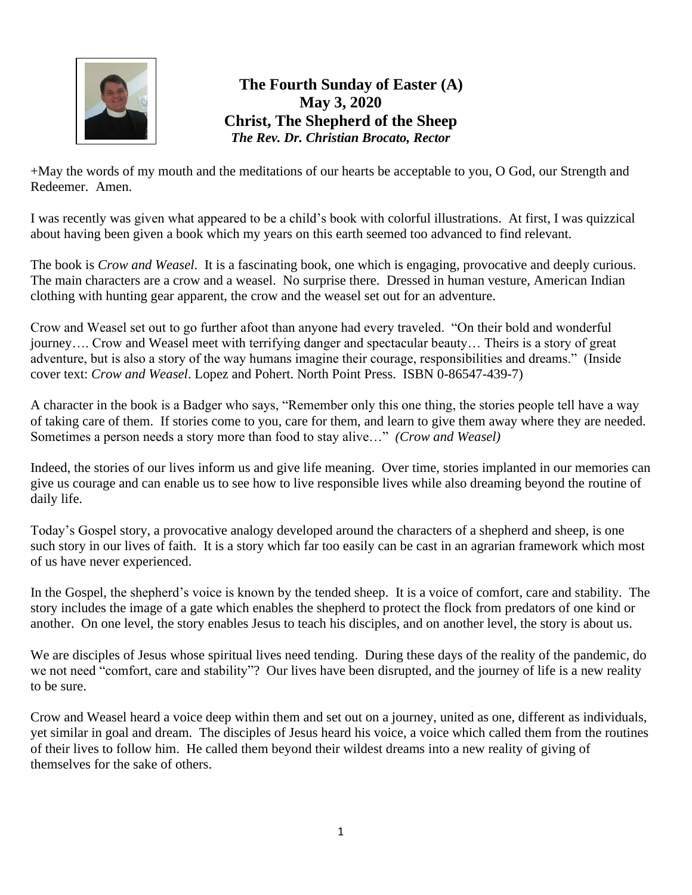# The Fourth Sunday of Easter (A)

## May 3, 2020

## Christ, The Shepherd of the Sheep

***The Rev. Dr. Christian Brocato, Rector***

+May the words of my mouth and the meditations of our hearts be acceptable to you, O God, our Strength and Redeemer. Amen.

I was recently was given what appeared to be a child's book with colorful illustrations. At first, I was quizzical about having been given a book which my years on this earth seemed too advanced to find relevant.

The book is *Crow and Weasel*. It is a fascinating book, one which is engaging, provocative and deeply curious. The main characters are a crow and a weasel. No surprise there. Dressed in human vesture, American Indian clothing with hunting gear apparent, the crow and the weasel set out for an adventure.

Crow and Weasel set out to go further afoot than anyone had every traveled. "On their bold and wonderful journey…. Crow and Weasel meet with terrifying danger and spectacular beauty… Theirs is a story of great adventure, but is also a story of the way humans imagine their courage, responsibilities and dreams." (Inside cover text: *Crow and Weasel*. Lopez and Pohert. North Point Press. ISBN 0-86547-439-7)

A character in the book is a Badger who says, "Remember only this one thing, the stories people tell have a way of taking care of them. If stories come to you, care for them, and learn to give them away where they are needed. Sometimes a person needs a story more than food to stay alive…" *(Crow and Weasel)*

Indeed, the stories of our lives inform us and give life meaning. Over time, stories implanted in our memories can give us courage and can enable us to see how to live responsible lives while also dreaming beyond the routine of daily life.

Today's Gospel story, a provocative analogy developed around the characters of a shepherd and sheep, is one such story in our lives of faith. It is a story which far too easily can be cast in an agrarian framework which most of us have never experienced.

In the Gospel, the shepherd's voice is known by the tended sheep. It is a voice of comfort, care and stability. The story includes the image of a gate which enables the shepherd to protect the flock from predators of one kind or another. On one level, the story enables Jesus to teach his disciples, and on another level, the story is about us.

We are disciples of Jesus whose spiritual lives need tending. During these days of the reality of the pandemic, do we not need "comfort, care and stability"? Our lives have been disrupted, and the journey of life is a new reality to be sure.

Crow and Weasel heard a voice deep within them and set out on a journey, united as one, different as individuals, yet similar in goal and dream. The disciples of Jesus heard his voice, a voice which called them from the routines of their lives to follow him. He called them beyond their wildest dreams into a new reality of giving of themselves for the sake of others.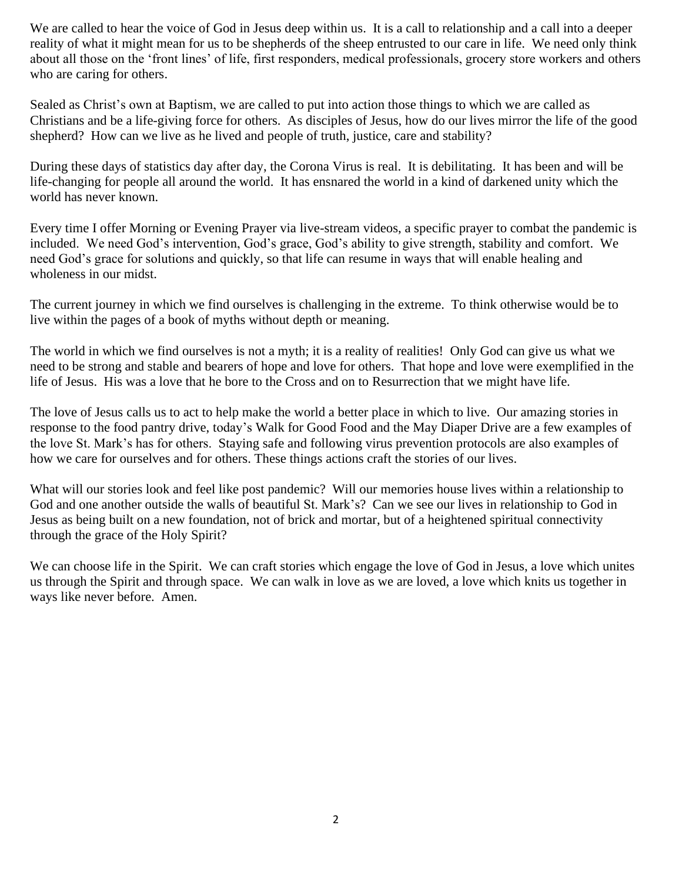We are called to hear the voice of God in Jesus deep within us. It is a call to relationship and a call into a deeper reality of what it might mean for us to be shepherds of the sheep entrusted to our care in life. We need only think about all those on the 'front lines' of life, first responders, medical professionals, grocery store workers and others who are caring for others.

Sealed as Christ's own at Baptism, we are called to put into action those things to which we are called as Christians and be a life-giving force for others. As disciples of Jesus, how do our lives mirror the life of the good shepherd? How can we live as he lived and people of truth, justice, care and stability?

During these days of statistics day after day, the Corona Virus is real. It is debilitating. It has been and will be life-changing for people all around the world. It has ensnared the world in a kind of darkened unity which the world has never known.

Every time I offer Morning or Evening Prayer via live-stream videos, a specific prayer to combat the pandemic is included. We need God's intervention, God's grace, God's ability to give strength, stability and comfort. We need God's grace for solutions and quickly, so that life can resume in ways that will enable healing and wholeness in our midst.

The current journey in which we find ourselves is challenging in the extreme. To think otherwise would be to live within the pages of a book of myths without depth or meaning.

The world in which we find ourselves is not a myth; it is a reality of realities! Only God can give us what we need to be strong and stable and bearers of hope and love for others. That hope and love were exemplified in the life of Jesus. His was a love that he bore to the Cross and on to Resurrection that we might have life.

The love of Jesus calls us to act to help make the world a better place in which to live. Our amazing stories in response to the food pantry drive, today's Walk for Good Food and the May Diaper Drive are a few examples of the love St. Mark's has for others. Staying safe and following virus prevention protocols are also examples of how we care for ourselves and for others. These things actions craft the stories of our lives.

What will our stories look and feel like post pandemic? Will our memories house lives within a relationship to God and one another outside the walls of beautiful St. Mark's? Can we see our lives in relationship to God in Jesus as being built on a new foundation, not of brick and mortar, but of a heightened spiritual connectivity through the grace of the Holy Spirit?

We can choose life in the Spirit. We can craft stories which engage the love of God in Jesus, a love which unites us through the Spirit and through space. We can walk in love as we are loved, a love which knits us together in ways like never before. Amen.